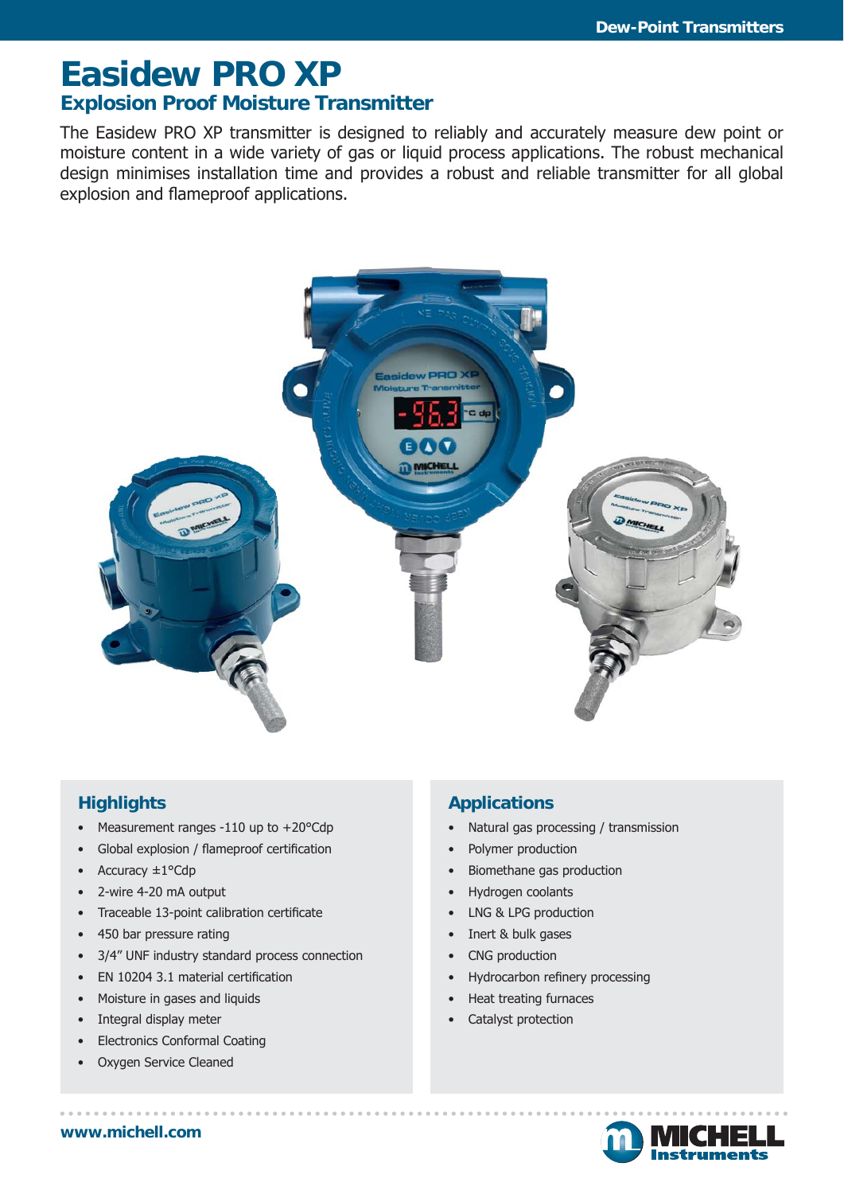# Easidew PRO XP

## Explosion Proof Moisture Transmitter

The Easidew PRO XP transmitter is designed to reliably and accurately measure dew point or moisture content in a wide variety of gas or liquid process applications. The robust mechanical design minimises installation time and provides a robust and reliable transmitter for all global explosion and flameproof applications.

### Highlights

- Measurement ranges -110 up to +20°Cdp
- Global explosion / flameproof certification
- Accuracy ±1°Cdp
- 2-wire 4-20 mA output
- Traceable 13-point calibration certificate
- 450 bar pressure rating
- 3/4" UNF industry standard process connection
- EN 10204 3.1 material certification
- Moisture in gases and liquids
- Integral display meter
- Electronics Conformal Coating
- Oxygen Service Cleaned

### Applications

- Natural gas processing / transmission
- Polymer production
- Biomethane gas production
- Hydrogen coolants
- LNG & LPG production
- Inert & bulk gases
- CNG production
- Hydrocarbon refinery processing
- Heat treating furnaces
- Catalyst protection

www.michell.com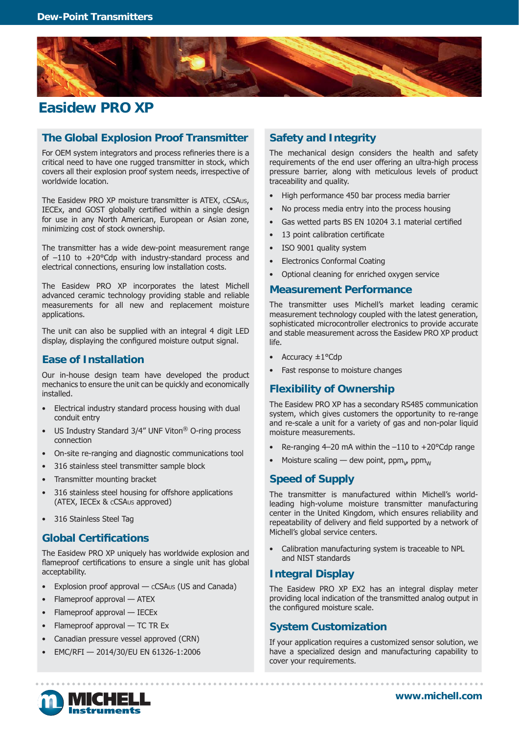# Easidew PRO XP

## The Global Explosion Proof Transmitter

For OEM system integrators and process refineries there is a critical need to have one rugged transmitter in stock, which covers all their explosion proof system needs, irrespective of worldwide location.

The Easidew PRO XP moisture transmitter is ATEX, cCSAus, IECEx, and GOST globally certified within a single design for use in any North American, European or Asian zone, minimizing cost of stock ownership.

The transmitter has a wide dew-point measurement range of –110 to +20°Cdp with industry-standard process and electrical connections, ensuring low installation costs.

The Easidew PRO XP incorporates the latest Michell advanced ceramic technology providing stable and reliable measurements for all new and replacement moisture applications.

The unit can also be supplied with an integral 4 digit LED display, displaying the configured moisture output signal.

## Ease of Installation

Our in-house design team have developed the product mechanics to ensure the unit can be quickly and economically installed.

- Electrical industry standard process housing with dual conduit entry
- US Industry Standard 3/4” UNF Viton® O-ring process connection
- On-site re-ranging and diagnostic communications tool
- 316 stainless steel transmitter sample block
- Transmitter mounting bracket
- 316 stainless steel housing for offshore applications (ATEX, IECEx & cCSAus approved)
- 316 Stainless Steel Tag

## Global Certifications

The Easidew PRO XP uniquely has worldwide explosion and flameproof certifications to ensure a single unit has global acceptability.

- Explosion proof approval — cCSAus (US and Canada)
- Flameproof approval — ATEX
- Flameproof approval — IECEx
- Flameproof approval — TC TR Ex
- Canadian pressure vessel approved (CRN)
- EMC/RFI — 2014/30/EU EN 61326-1:2006

## Safety and Integrity

The mechanical design considers the health and safety requirements of the end user offering an ultra-high process pressure barrier, along with meticulous levels of product traceability and quality.

- High performance 450 bar process media barrier
- No process media entry into the process housing
- Gas wetted parts BS EN 10204 3.1 material certified
- 13 point calibration certificate
- ISO 9001 quality system
- Electronics Conformal Coating
- Optional cleaning for enriched oxygen service

## Measurement Performance

The transmitter uses Michell’s market leading ceramic measurement technology coupled with the latest generation, sophisticated microcontroller electronics to provide accurate and stable measurement across the Easidew PRO XP product life.

- Accuracy ±1°Cdp
- Fast response to moisture changes

## Flexibility of Ownership

The Easidew PRO XP has a secondary RS485 communication system, which gives customers the opportunity to re-range and re-scale a unit for a variety of gas and non-polar liquid moisture measurements.

- Re-ranging 4–20 mA within the –110 to +20°Cdp range
- Moisture scaling — dew point, $ppm_V$, $ppm_W$

## Speed of Supply

The transmitter is manufactured within Michell’s world-leading high-volume moisture transmitter manufacturing center in the United Kingdom, which ensures reliability and repeatability of delivery and field supported by a network of Michell’s global service centers.

- Calibration manufacturing system is traceable to NPL and NIST standards

## Integral Display

The Easidew PRO XP EX2 has an integral display meter providing local indication of the transmitted analog output in the configured moisture scale.

## System Customization

If your application requires a customized sensor solution, we have a specialized design and manufacturing capability to cover your requirements.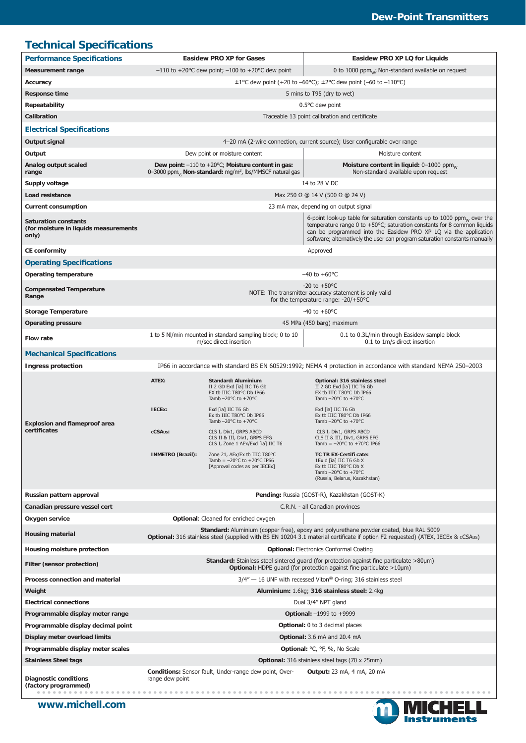## Technical Specifications

| Performance Specifications | Easidew PRO XP for Gases | Easidew PRO XP LQ for Liquids |
|---|---|---|
| **Measurement range** | −110 to +20°C dew point; −100 to +20°C dew point | 0 to 1000 $ppm_W$; Non-standard available on request |
| **Accuracy** | ±1°C dew point (+20 to −60°C); ±2°C dew point (−60 to −110°C) | |
| **Response time** | 5 mins to T95 (dry to wet) | |
| **Repeatability** | 0.5°C dew point | |
| **Calibration** | Traceable 13 point calibration and certificate | |
| **Electrical Specifications** | | |
| **Output signal** | 4–20 mA (2-wire connection, current source); User configurable over range | |
| **Output** | Dew point or moisture content | Moisture content |
| **Analog output scaled range** | **Dew point:** −110 to +20°C; **Moisture content in gas:** 0–3000 $ppm_V$, **Non-standard:** mg/$m^3$, lbs/MMSCF natural gas | **Moisture content in liquid:** 0–1000 $ppm_W$ Non-standard available upon request |
| **Supply voltage** | 14 to 28 V DC | |
| **Load resistance** | Max 250 Ω @ 14 V (500 Ω @ 24 V) | |
| **Current consumption** | 23 mA max, depending on output signal | |
| **Saturation constants (for moisture in liquids measurements only)** | | 6-point look-up table for saturation constants up to 1000 $ppm_W$ over the temperature range 0 to +50°C; saturation constants for 8 common liquids can be programmed into the Easidew PRO XP LQ via the application software; alternatively the user can program saturation constants manually |
| **CE conformity** | Approved | |
| **Operating Specifications** | | |
| **Operating temperature** | −40 to +60°C | |
| **Compensated Temperature Range** | -20 to +50°C NOTE: The transmitter accuracy statement is only valid for the temperature range: -20/+50°C | |
| **Storage Temperature** | -40 to +60°C | |
| **Operating pressure** | 45 MPa (450 barg) maximum | |
| **Flow rate** | 1 to 5 Nl/min mounted in standard sampling block; 0 to 10 m/sec direct insertion | 0.1 to 0.3L/min through Easidew sample block 0.1 to 1m/s direct insertion |
| **Mechanical Specifications** | | |
| **Ingress protection** | IP66 in accordance with standard BS EN 60529:1992; NEMA 4 protection in accordance with standard NEMA 250–2003 | |
| **Explosion and flameproof area certificates** | **ATEX:** **Standard: Aluminium** II 2 GD Exd [ia] IIC T6 Gb EX tb IIIC T80°C Db IP66 Tamb −20°C to +70°C | **Optional: 316 stainless steel** II 2 GD Exd [ia] IIC T6 Gb EX tb IIIC T80°C Db IP66 Tamb −20°C to +70°C |
| | **IECEx:** Exd [ia] IIC T6 Gb Ex tb IIIC T80°C Db IP66 Tamb −20°C to +70°C | Exd [ia] IIC T6 Gb Ex tb IIIC T80°C Db IP66 Tamb −20°C to +70°C |
| | **cCSAus:** CLS I, Div1, GRPS ABCD CLS II & III, Div1, GRPS EFG CLS I, Zone 1 AEx/Exd [ia] IIC T6 | CLS I, Div1, GRPS ABCD CLS II & III, Div1, GRPS EFG Tamb = −20°C to +70°C IP66 |
| | **INMETRO (Brazil):** Zone 21, AEx/Ex tb IIIC T80°C Tamb = −20°C to +70°C IP66 [Approval codes as per IECEx] | **TC TR EX-Certificate:** 1Ex d [ia] IIC T6 Gb X Ex tb IIIC T80°C Db X Tamb −20°C to +70°C (Russia, Belarus, Kazakhstan) |
| **Russian pattern approval** | **Pending:** Russia (GOST-R), Kazakhstan (GOST-K) | |
| **Canadian pressure vessel cert** | C.R.N. - all Canadian provinces | |
| **Oxygen service** | **Optional**: Cleaned for enriched oxygen | |
| **Housing material** | **Standard:** Aluminium (copper free), epoxy and polyurethane powder coated, blue RAL 5009 **Optional:** 316 stainless steel (supplied with BS EN 10204 3.1 material certificate if option F2 requested) (ATEX, IECEx & cCSAus) | |
| **Housing moisture protection** | **Optional:** Electronics Conformal Coating | |
| **Filter (sensor protection)** | **Standard:** Stainless steel sintered guard (for protection against fine particulate >80μm) **Optional:** HDPE guard (for protection against fine particulate >10μm) | |
| **Process connection and material** | 3/4" — 16 UNF with recessed Viton® O-ring; 316 stainless steel | |
| **Weight** | **Aluminium:** 1.6kg; **316 stainless steel:** 2.4kg | |
| **Electrical connections** | Dual 3/4" NPT gland | |
| **Programmable display meter range** | **Optional:** −1999 to +9999 | |
| **Programmable display decimal point** | **Optional:** 0 to 3 decimal places | |
| **Display meter overload limits** | **Optional:** 3.6 mA and 20.4 mA | |
| **Programmable display meter scales** | **Optional:** °C, °F, %, No Scale | |
| **Stainless Steel tags** | **Optional:** 316 stainless steel tags (70 x 25mm) | |
| **Diagnostic conditions (factory programmed)** | **Conditions:** Sensor fault, Under-range dew point, Over-range dew point | **Output:** 23 mA, 4 mA, 20 mA |

www.michell.com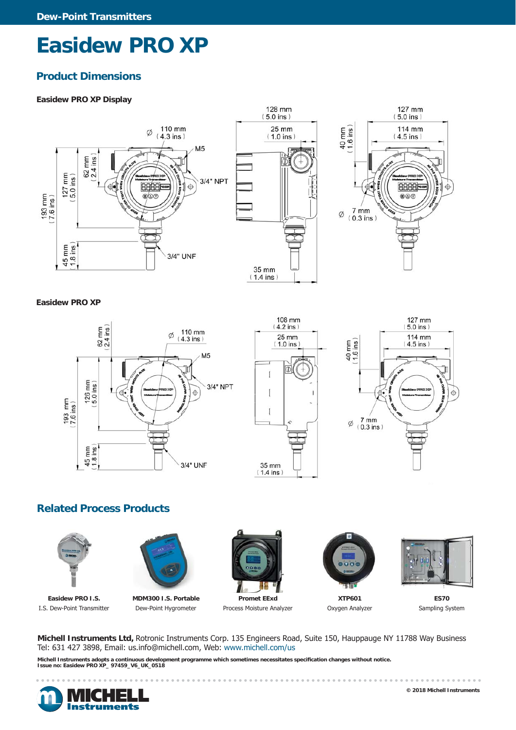# Easidew PRO XP

## Product Dimensions

### Easidew PRO XP Display

110 mm
( 4.3 ins )
M5
3/4" NPT
3/4" UNF
62 mm
( 2.4 ins )
127 mm
( 5.0 ins )
193 mm
( 7.6 ins )
45 mm
( 1.8 ins )
128 mm
( 5.0 ins )
25 mm
( 1.0 ins )
35 mm
( 1.4 ins )
127 mm
( 5.0 ins )
114 mm
( 4.5 ins )
40 mm
( 1.6 ins )
7 mm
( 0.3 ins )

### Easidew PRO XP

110 mm
( 4.3 ins )
M5
3/4" NPT
3/4" UNF
62 mm
( 2.4 ins )
126 mm
( 5.0 ins )
193 mm
( 7.6 ins )
45 mm
( 1.8 ins )
108 mm
( 4.2 ins )
25 mm
( 1.0 ins )
35 mm
( 1.4 ins )
127 mm
( 5.0 ins )
114 mm
( 4.5 ins )
40 mm
( 1.6 ins )
7 mm
( 0.3 ins )

## Related Process Products

**Easidew PRO I.S.**
I.S. Dew-Point Transmitter

**MDM300 I.S. Portable**
Dew-Point Hygrometer

**Promet EExd**
Process Moisture Analyzer

**XTP601**
Oxygen Analyzer

**ES70**
Sampling System

**Michell Instruments Ltd,** Rotronic Instruments Corp. 135 Engineers Road, Suite 150, Hauppauge NY 11788 Way Business
Tel: 631 427 3898, Email: us.info@michell.com, Web: www.michell.com/us

**Michell Instruments adopts a continuous development programme which sometimes necessitates specification changes without notice.**
**Issue no: Easidew PRO XP_ 97459_V6_UK_0518**

© 2018 Michell Instruments